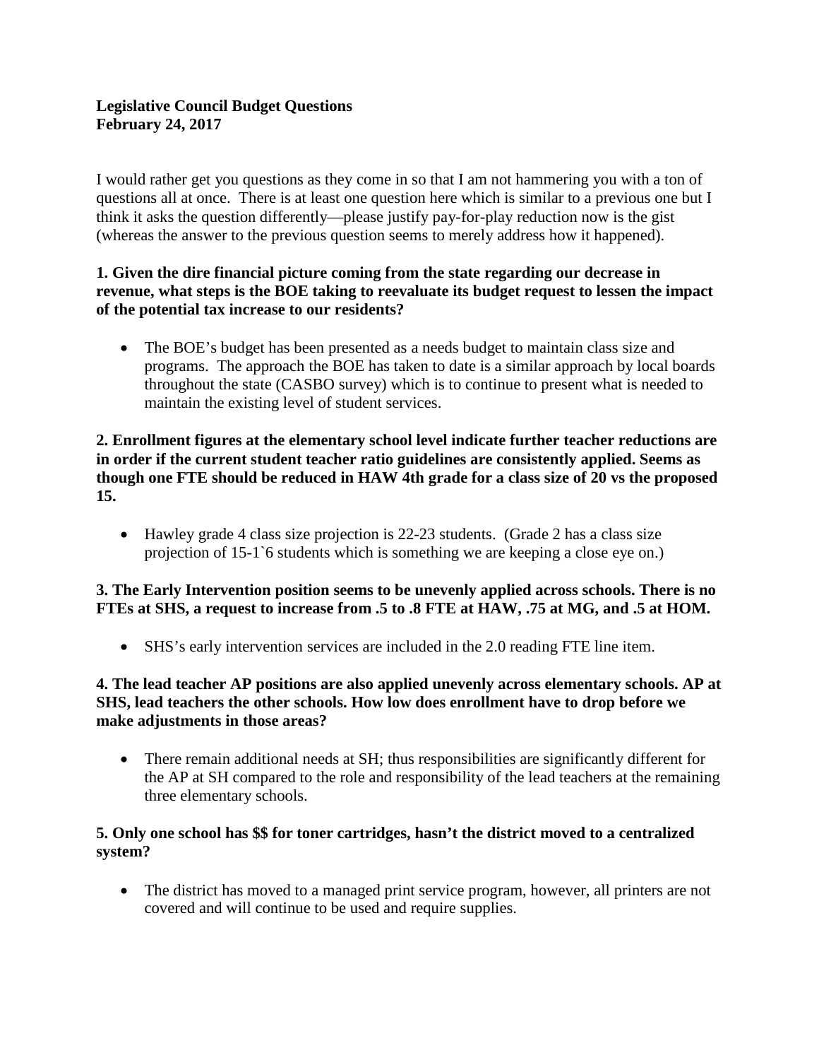**Legislative Council Budget Questions**
**February 24, 2017**

I would rather get you questions as they come in so that I am not hammering you with a ton of questions all at once. There is at least one question here which is similar to a previous one but I think it asks the question differently—please justify pay-for-play reduction now is the gist (whereas the answer to the previous question seems to merely address how it happened).

**1. Given the dire financial picture coming from the state regarding our decrease in revenue, what steps is the BOE taking to reevaluate its budget request to lessen the impact of the potential tax increase to our residents?**

- The BOE's budget has been presented as a needs budget to maintain class size and programs. The approach the BOE has taken to date is a similar approach by local boards throughout the state (CASBO survey) which is to continue to present what is needed to maintain the existing level of student services.

**2. Enrollment figures at the elementary school level indicate further teacher reductions are in order if the current student teacher ratio guidelines are consistently applied. Seems as though one FTE should be reduced in HAW 4th grade for a class size of 20 vs the proposed 15.**

- Hawley grade 4 class size projection is 22-23 students. (Grade 2 has a class size projection of 15-1`6 students which is something we are keeping a close eye on.)

**3. The Early Intervention position seems to be unevenly applied across schools. There is no FTEs at SHS, a request to increase from .5 to .8 FTE at HAW, .75 at MG, and .5 at HOM.**

- SHS's early intervention services are included in the 2.0 reading FTE line item.

**4. The lead teacher AP positions are also applied unevenly across elementary schools. AP at SHS, lead teachers the other schools. How low does enrollment have to drop before we make adjustments in those areas?**

- There remain additional needs at SH; thus responsibilities are significantly different for the AP at SH compared to the role and responsibility of the lead teachers at the remaining three elementary schools.

**5. Only one school has $$ for toner cartridges, hasn't the district moved to a centralized system?**

- The district has moved to a managed print service program, however, all printers are not covered and will continue to be used and require supplies.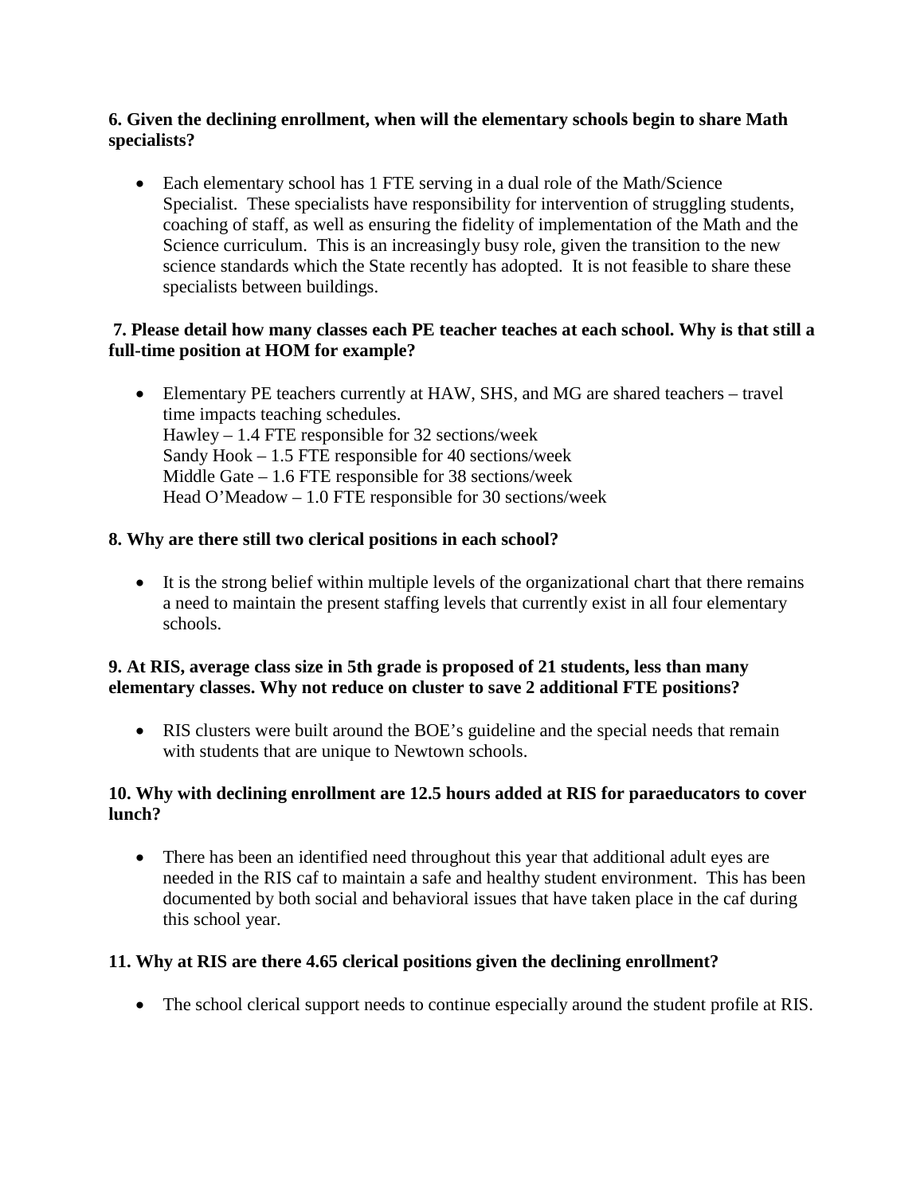**6. Given the declining enrollment, when will the elementary schools begin to share Math specialists?**

- Each elementary school has 1 FTE serving in a dual role of the Math/Science Specialist. These specialists have responsibility for intervention of struggling students, coaching of staff, as well as ensuring the fidelity of implementation of the Math and the Science curriculum. This is an increasingly busy role, given the transition to the new science standards which the State recently has adopted. It is not feasible to share these specialists between buildings.

**7. Please detail how many classes each PE teacher teaches at each school. Why is that still a full-time position at HOM for example?**

- Elementary PE teachers currently at HAW, SHS, and MG are shared teachers – travel time impacts teaching schedules.  
  Hawley – 1.4 FTE responsible for 32 sections/week  
  Sandy Hook – 1.5 FTE responsible for 40 sections/week  
  Middle Gate – 1.6 FTE responsible for 38 sections/week  
  Head O'Meadow – 1.0 FTE responsible for 30 sections/week

**8. Why are there still two clerical positions in each school?**

- It is the strong belief within multiple levels of the organizational chart that there remains a need to maintain the present staffing levels that currently exist in all four elementary schools.

**9. At RIS, average class size in 5th grade is proposed of 21 students, less than many elementary classes. Why not reduce on cluster to save 2 additional FTE positions?**

- RIS clusters were built around the BOE's guideline and the special needs that remain with students that are unique to Newtown schools.

**10. Why with declining enrollment are 12.5 hours added at RIS for paraeducators to cover lunch?**

- There has been an identified need throughout this year that additional adult eyes are needed in the RIS caf to maintain a safe and healthy student environment. This has been documented by both social and behavioral issues that have taken place in the caf during this school year.

**11. Why at RIS are there 4.65 clerical positions given the declining enrollment?**

- The school clerical support needs to continue especially around the student profile at RIS.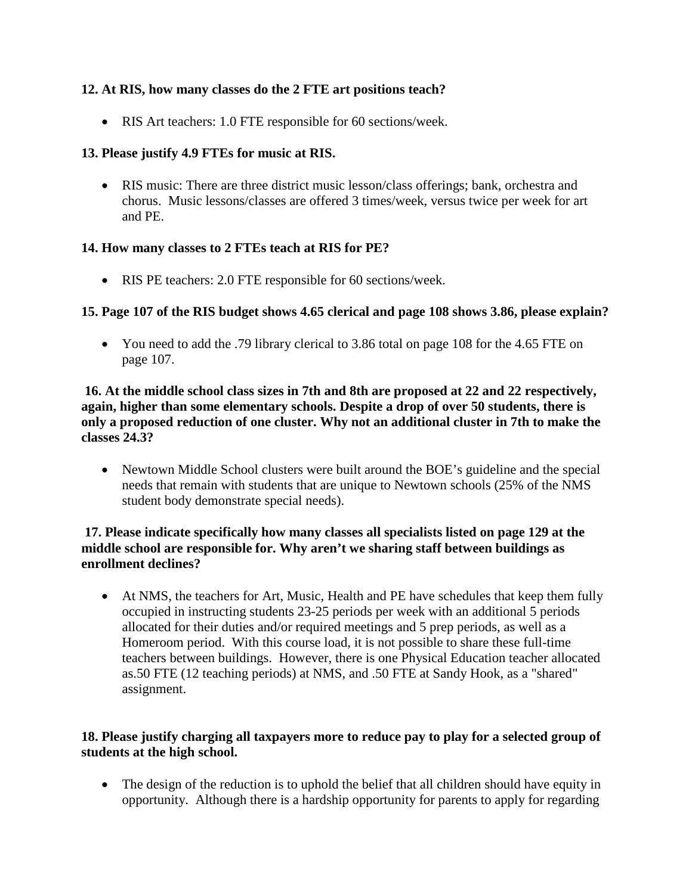**12. At RIS, how many classes do the 2 FTE art positions teach?**

- RIS Art teachers: 1.0 FTE responsible for 60 sections/week.

**13. Please justify 4.9 FTEs for music at RIS.**

- RIS music: There are three district music lesson/class offerings; bank, orchestra and chorus. Music lessons/classes are offered 3 times/week, versus twice per week for art and PE.

**14. How many classes to 2 FTEs teach at RIS for PE?**

- RIS PE teachers: 2.0 FTE responsible for 60 sections/week.

**15. Page 107 of the RIS budget shows 4.65 clerical and page 108 shows 3.86, please explain?**

- You need to add the .79 library clerical to 3.86 total on page 108 for the 4.65 FTE on page 107.

**16. At the middle school class sizes in 7th and 8th are proposed at 22 and 22 respectively, again, higher than some elementary schools. Despite a drop of over 50 students, there is only a proposed reduction of one cluster. Why not an additional cluster in 7th to make the classes 24.3?**

- Newtown Middle School clusters were built around the BOE's guideline and the special needs that remain with students that are unique to Newtown schools (25% of the NMS student body demonstrate special needs).

**17. Please indicate specifically how many classes all specialists listed on page 129 at the middle school are responsible for. Why aren't we sharing staff between buildings as enrollment declines?**

- At NMS, the teachers for Art, Music, Health and PE have schedules that keep them fully occupied in instructing students 23-25 periods per week with an additional 5 periods allocated for their duties and/or required meetings and 5 prep periods, as well as a Homeroom period. With this course load, it is not possible to share these full-time teachers between buildings. However, there is one Physical Education teacher allocated as.50 FTE (12 teaching periods) at NMS, and .50 FTE at Sandy Hook, as a "shared" assignment.

**18. Please justify charging all taxpayers more to reduce pay to play for a selected group of students at the high school.**

- The design of the reduction is to uphold the belief that all children should have equity in opportunity. Although there is a hardship opportunity for parents to apply for regarding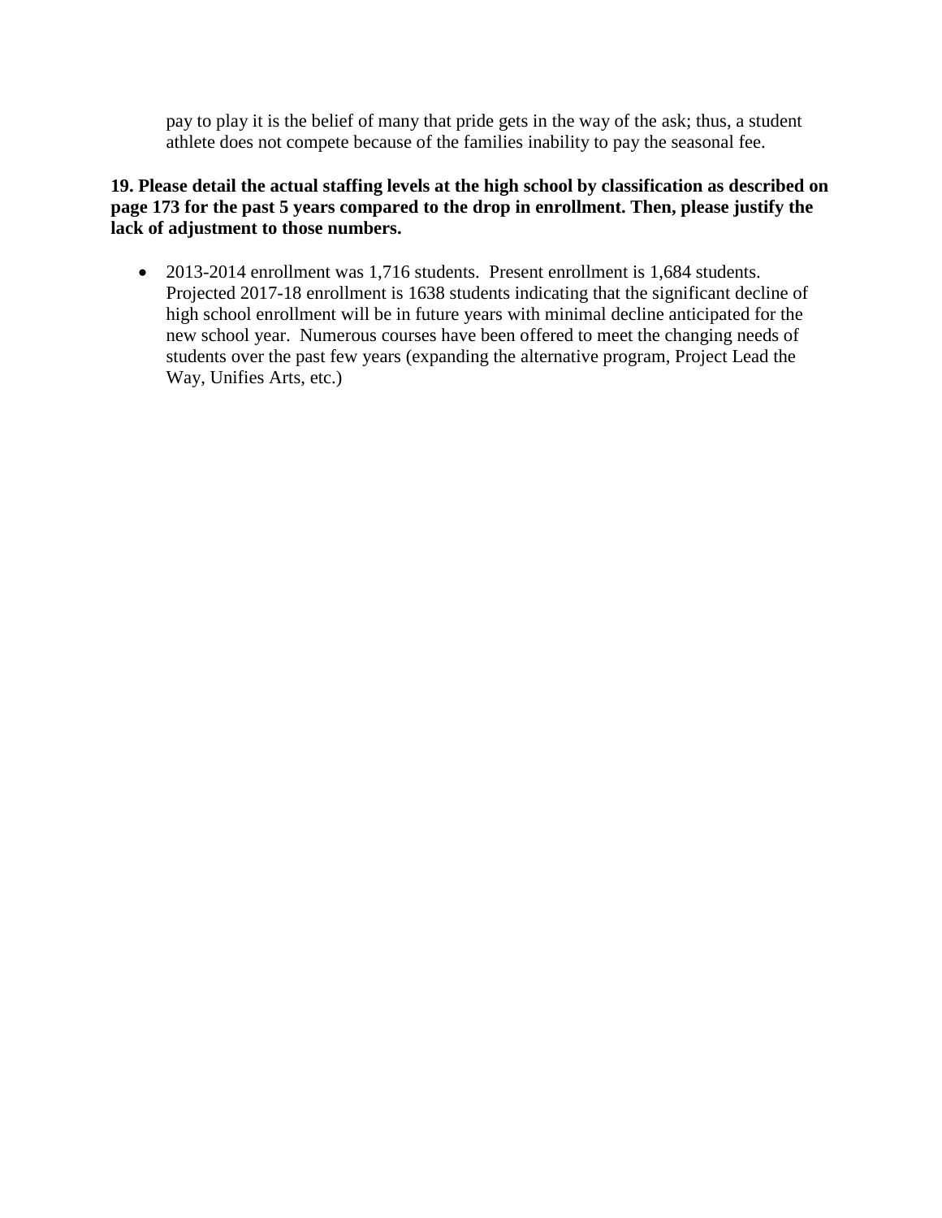pay to play it is the belief of many that pride gets in the way of the ask; thus, a student athlete does not compete because of the families inability to pay the seasonal fee.

**19. Please detail the actual staffing levels at the high school by classification as described on page 173 for the past 5 years compared to the drop in enrollment. Then, please justify the lack of adjustment to those numbers.**

- 2013-2014 enrollment was 1,716 students. Present enrollment is 1,684 students. Projected 2017-18 enrollment is 1638 students indicating that the significant decline of high school enrollment will be in future years with minimal decline anticipated for the new school year. Numerous courses have been offered to meet the changing needs of students over the past few years (expanding the alternative program, Project Lead the Way, Unifies Arts, etc.)